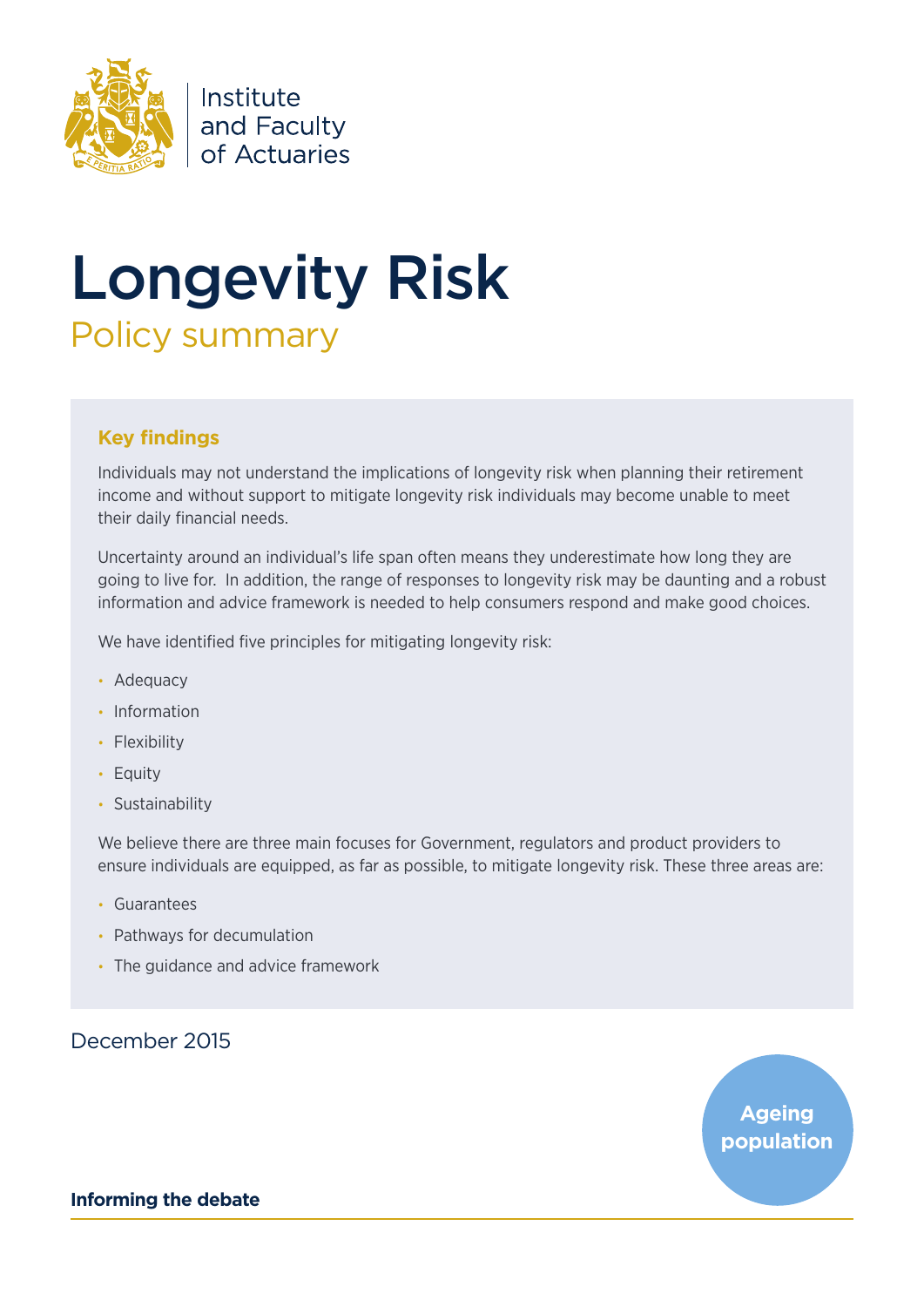Institute and Faculty of Actuaries

# Longevity Risk

## Policy summary

### Key findings

Individuals may not understand the implications of longevity risk when planning their retirement income and without support to mitigate longevity risk individuals may become unable to meet their daily financial needs.

Uncertainty around an individual's life span often means they underestimate how long they are going to live for. In addition, the range of responses to longevity risk may be daunting and a robust information and advice framework is needed to help consumers respond and make good choices.

We have identified five principles for mitigating longevity risk:

- Adequacy
- Information
- Flexibility
- Equity
- Sustainability

We believe there are three main focuses for Government, regulators and product providers to ensure individuals are equipped, as far as possible, to mitigate longevity risk. These three areas are:

- Guarantees
- Pathways for decumulation
- The guidance and advice framework

December 2015

Ageing population

**Informing the debate**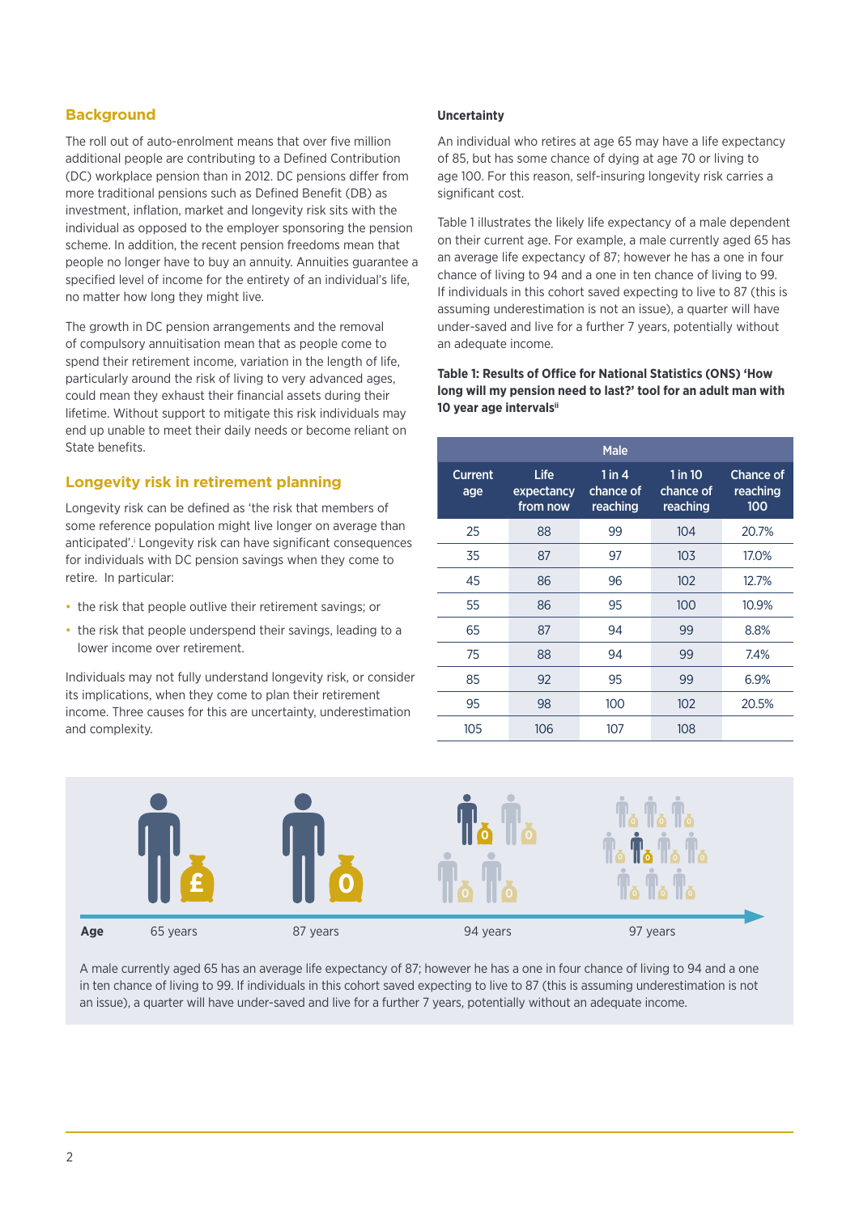## Background

The roll out of auto-enrolment means that over five million additional people are contributing to a Defined Contribution (DC) workplace pension than in 2012. DC pensions differ from more traditional pensions such as Defined Benefit (DB) as investment, inflation, market and longevity risk sits with the individual as opposed to the employer sponsoring the pension scheme. In addition, the recent pension freedoms mean that people no longer have to buy an annuity. Annuities guarantee a specified level of income for the entirety of an individual's life, no matter how long they might live.

The growth in DC pension arrangements and the removal of compulsory annuitisation mean that as people come to spend their retirement income, variation in the length of life, particularly around the risk of living to very advanced ages, could mean they exhaust their financial assets during their lifetime. Without support to mitigate this risk individuals may end up unable to meet their daily needs or become reliant on State benefits.

## Longevity risk in retirement planning

Longevity risk can be defined as 'the risk that members of some reference population might live longer on average than anticipated'.[i] Longevity risk can have significant consequences for individuals with DC pension savings when they come to retire. In particular:

- the risk that people outlive their retirement savings; or
- the risk that people underspend their savings, leading to a lower income over retirement.

Individuals may not fully understand longevity risk, or consider its implications, when they come to plan their retirement income. Three causes for this are uncertainty, underestimation and complexity.

### Uncertainty

An individual who retires at age 65 may have a life expectancy of 85, but has some chance of dying at age 70 or living to age 100. For this reason, self-insuring longevity risk carries a significant cost.

Table 1 illustrates the likely life expectancy of a male dependent on their current age. For example, a male currently aged 65 has an average life expectancy of 87; however he has a one in four chance of living to 94 and a one in ten chance of living to 99. If individuals in this cohort saved expecting to live to 87 (this is assuming underestimation is not an issue), a quarter will have under-saved and live for a further 7 years, potentially without an adequate income.

**Table 1: Results of Office for National Statistics (ONS) 'How long will my pension need to last?' tool for an adult man with 10 year age intervals**[ii]

| Male | | | | |
|---|---|---|---|---|
| Current age | Life expectancy from now | 1 in 4 chance of reaching | 1 in 10 chance of reaching | Chance of reaching 100 |
| 25 | 88 | 99 | 104 | 20.7% |
| 35 | 87 | 97 | 103 | 17.0% |
| 45 | 86 | 96 | 102 | 12.7% |
| 55 | 86 | 95 | 100 | 10.9% |
| 65 | 87 | 94 | 99 | 8.8% |
| 75 | 88 | 94 | 99 | 7.4% |
| 85 | 92 | 95 | 99 | 6.9% |
| 95 | 98 | 100 | 102 | 20.5% |
| 105 | 106 | 107 | 108 | |

Age: 65 years, 87 years, 94 years, 97 years

A male currently aged 65 has an average life expectancy of 87; however he has a one in four chance of living to 94 and a one in ten chance of living to 99. If individuals in this cohort saved expecting to live to 87 (this is assuming underestimation is not an issue), a quarter will have under-saved and live for a further 7 years, potentially without an adequate income.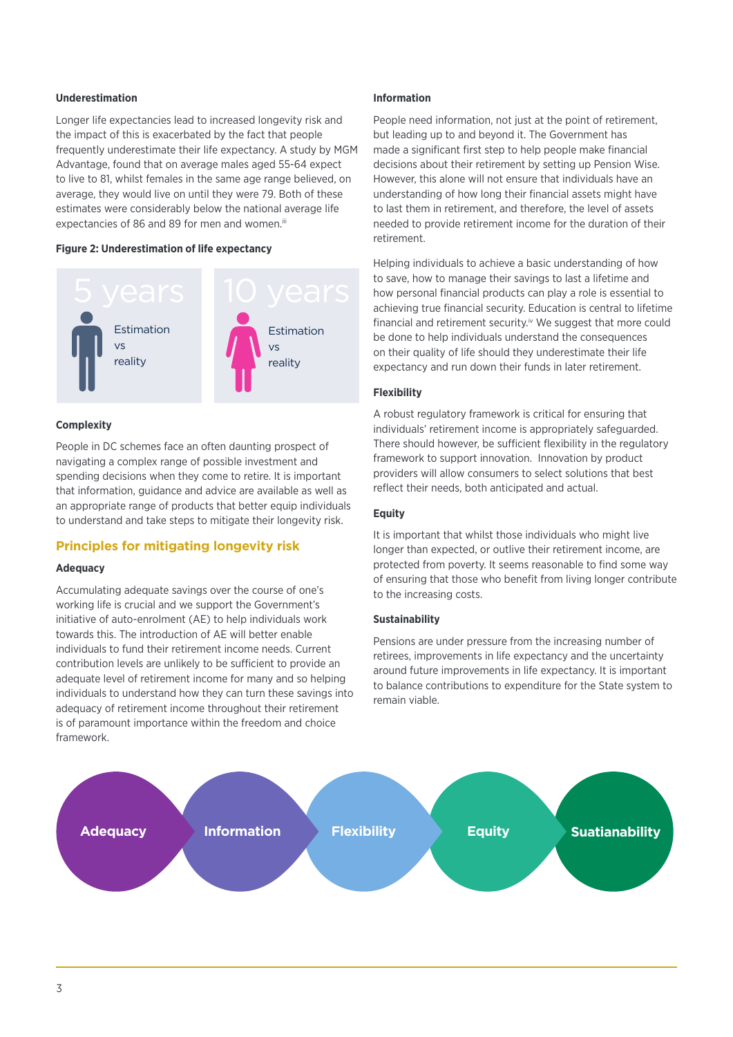### Underestimation

Longer life expectancies lead to increased longevity risk and the impact of this is exacerbated by the fact that people frequently underestimate their life expectancy. A study by MGM Advantage, found that on average males aged 55-64 expect to live to 81, whilst females in the same age range believed, on average, they would live on until they were 79. Both of these estimates were considerably below the national average life expectancies of 86 and 89 for men and women.[iii]

**Figure 2: Underestimation of life expectancy**

5 years
Estimation vs reality

10 years
Estimation vs reality

### Complexity

People in DC schemes face an often daunting prospect of navigating a complex range of possible investment and spending decisions when they come to retire. It is important that information, guidance and advice are available as well as an appropriate range of products that better equip individuals to understand and take steps to mitigate their longevity risk.

## Principles for mitigating longevity risk

### Adequacy

Accumulating adequate savings over the course of one's working life is crucial and we support the Government's initiative of auto-enrolment (AE) to help individuals work towards this. The introduction of AE will better enable individuals to fund their retirement income needs. Current contribution levels are unlikely to be sufficient to provide an adequate level of retirement income for many and so helping individuals to understand how they can turn these savings into adequacy of retirement income throughout their retirement is of paramount importance within the freedom and choice framework.

### Information

People need information, not just at the point of retirement, but leading up to and beyond it. The Government has made a significant first step to help people make financial decisions about their retirement by setting up Pension Wise. However, this alone will not ensure that individuals have an understanding of how long their financial assets might have to last them in retirement, and therefore, the level of assets needed to provide retirement income for the duration of their retirement.

Helping individuals to achieve a basic understanding of how to save, how to manage their savings to last a lifetime and how personal financial products can play a role is essential to achieving true financial security. Education is central to lifetime financial and retirement security.[iv] We suggest that more could be done to help individuals understand the consequences on their quality of life should they underestimate their life expectancy and run down their funds in later retirement.

### Flexibility

A robust regulatory framework is critical for ensuring that individuals' retirement income is appropriately safeguarded. There should however, be sufficient flexibility in the regulatory framework to support innovation. Innovation by product providers will allow consumers to select solutions that best reflect their needs, both anticipated and actual.

### Equity

It is important that whilst those individuals who might live longer than expected, or outlive their retirement income, are protected from poverty. It seems reasonable to find some way of ensuring that those who benefit from living longer contribute to the increasing costs.

### Sustainability

Pensions are under pressure from the increasing number of retirees, improvements in life expectancy and the uncertainty around future improvements in life expectancy. It is important to balance contributions to expenditure for the State system to remain viable.

Adequacy → Information → Flexibility → Equity → Suatianability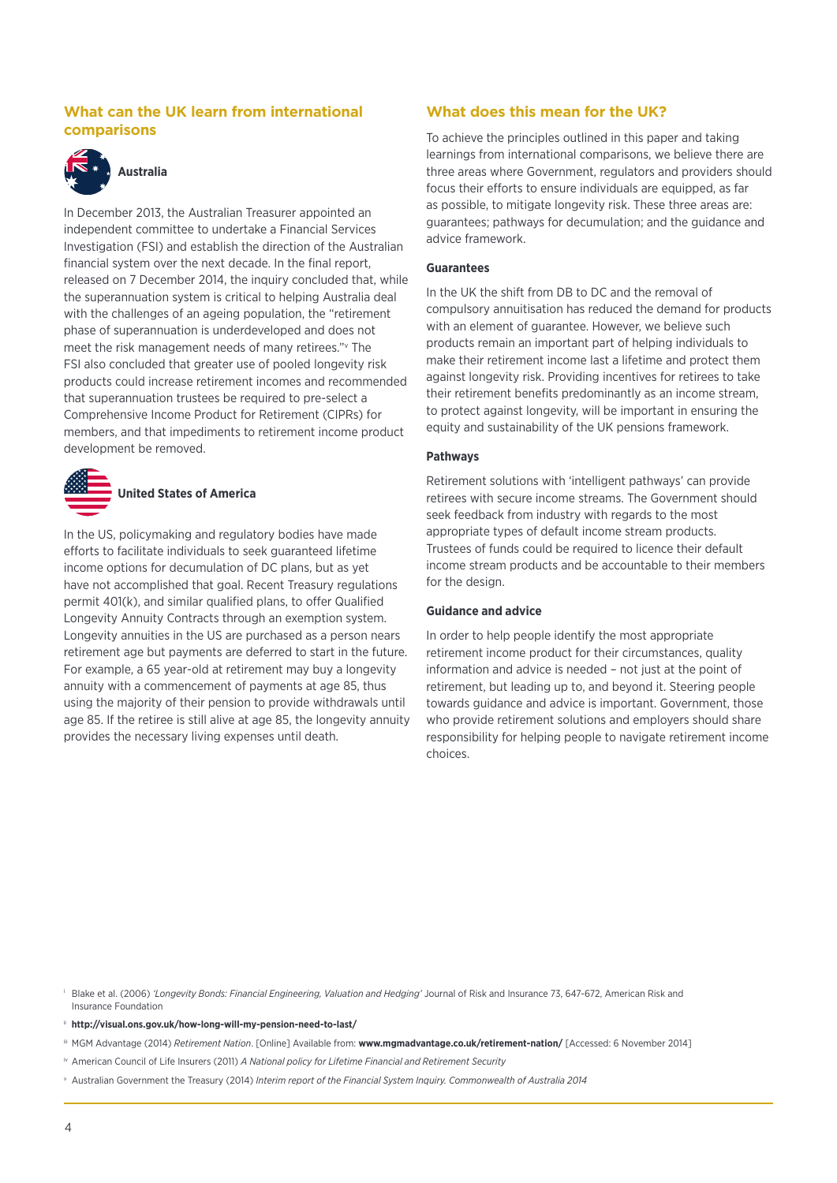## What can the UK learn from international comparisons

### Australia

In December 2013, the Australian Treasurer appointed an independent committee to undertake a Financial Services Investigation (FSI) and establish the direction of the Australian financial system over the next decade. In the final report, released on 7 December 2014, the inquiry concluded that, while the superannuation system is critical to helping Australia deal with the challenges of an ageing population, the "retirement phase of superannuation is underdeveloped and does not meet the risk management needs of many retirees."[v] The FSI also concluded that greater use of pooled longevity risk products could increase retirement incomes and recommended that superannuation trustees be required to pre-select a Comprehensive Income Product for Retirement (CIPRs) for members, and that impediments to retirement income product development be removed.

### United States of America

In the US, policymaking and regulatory bodies have made efforts to facilitate individuals to seek guaranteed lifetime income options for decumulation of DC plans, but as yet have not accomplished that goal. Recent Treasury regulations permit 401(k), and similar qualified plans, to offer Qualified Longevity Annuity Contracts through an exemption system. Longevity annuities in the US are purchased as a person nears retirement age but payments are deferred to start in the future. For example, a 65 year-old at retirement may buy a longevity annuity with a commencement of payments at age 85, thus using the majority of their pension to provide withdrawals until age 85. If the retiree is still alive at age 85, the longevity annuity provides the necessary living expenses until death.

## What does this mean for the UK?

To achieve the principles outlined in this paper and taking learnings from international comparisons, we believe there are three areas where Government, regulators and providers should focus their efforts to ensure individuals are equipped, as far as possible, to mitigate longevity risk. These three areas are: guarantees; pathways for decumulation; and the guidance and advice framework.

**Guarantees**

In the UK the shift from DB to DC and the removal of compulsory annuitisation has reduced the demand for products with an element of guarantee. However, we believe such products remain an important part of helping individuals to make their retirement income last a lifetime and protect them against longevity risk. Providing incentives for retirees to take their retirement benefits predominantly as an income stream, to protect against longevity, will be important in ensuring the equity and sustainability of the UK pensions framework.

**Pathways**

Retirement solutions with 'intelligent pathways' can provide retirees with secure income streams. The Government should seek feedback from industry with regards to the most appropriate types of default income stream products. Trustees of funds could be required to licence their default income stream products and be accountable to their members for the design.

**Guidance and advice**

In order to help people identify the most appropriate retirement income product for their circumstances, quality information and advice is needed – not just at the point of retirement, but leading up to, and beyond it. Steering people towards guidance and advice is important. Government, those who provide retirement solutions and employers should share responsibility for helping people to navigate retirement income choices.

---

[i] Blake et al. (2006) *'Longevity Bonds: Financial Engineering, Valuation and Hedging'* Journal of Risk and Insurance 73, 647-672, American Risk and Insurance Foundation

[ii] **http://visual.ons.gov.uk/how-long-will-my-pension-need-to-last/**

[iii] MGM Advantage (2014) *Retirement Nation*. [Online] Available from: **www.mgmadvantage.co.uk/retirement-nation/** [Accessed: 6 November 2014]

[iv] American Council of Life Insurers (2011) *A National policy for Lifetime Financial and Retirement Security*

[v] Australian Government the Treasury (2014) *Interim report of the Financial System Inquiry. Commonwealth of Australia 2014*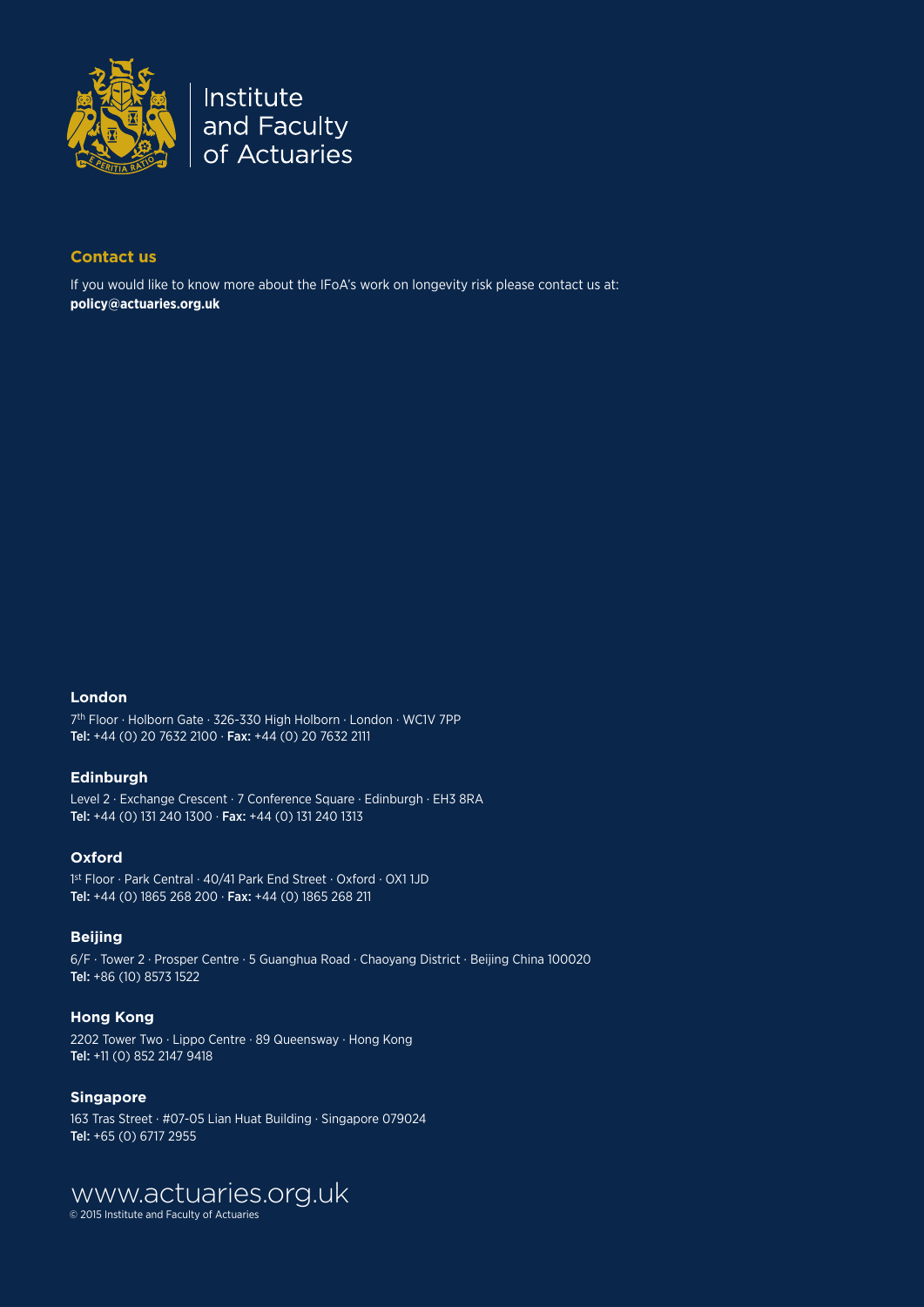Institute and Faculty of Actuaries

## Contact us

If you would like to know more about the IFoA's work on longevity risk please contact us at:
**policy@actuaries.org.uk**

### London

7th Floor · Holborn Gate · 326-330 High Holborn · London · WC1V 7PP
**Tel:** +44 (0) 20 7632 2100 · **Fax:** +44 (0) 20 7632 2111

### Edinburgh

Level 2 · Exchange Crescent · 7 Conference Square · Edinburgh · EH3 8RA
**Tel:** +44 (0) 131 240 1300 · **Fax:** +44 (0) 131 240 1313

### Oxford

1st Floor · Park Central · 40/41 Park End Street · Oxford · OX1 1JD
**Tel:** +44 (0) 1865 268 200 · **Fax:** +44 (0) 1865 268 211

### Beijing

6/F · Tower 2 · Prosper Centre · 5 Guanghua Road · Chaoyang District · Beijing China 100020
**Tel:** +86 (10) 8573 1522

### Hong Kong

2202 Tower Two · Lippo Centre · 89 Queensway · Hong Kong
**Tel:** +11 (0) 852 2147 9418

### Singapore

163 Tras Street · #07-05 Lian Huat Building · Singapore 079024
**Tel:** +65 (0) 6717 2955

www.actuaries.org.uk

© 2015 Institute and Faculty of Actuaries